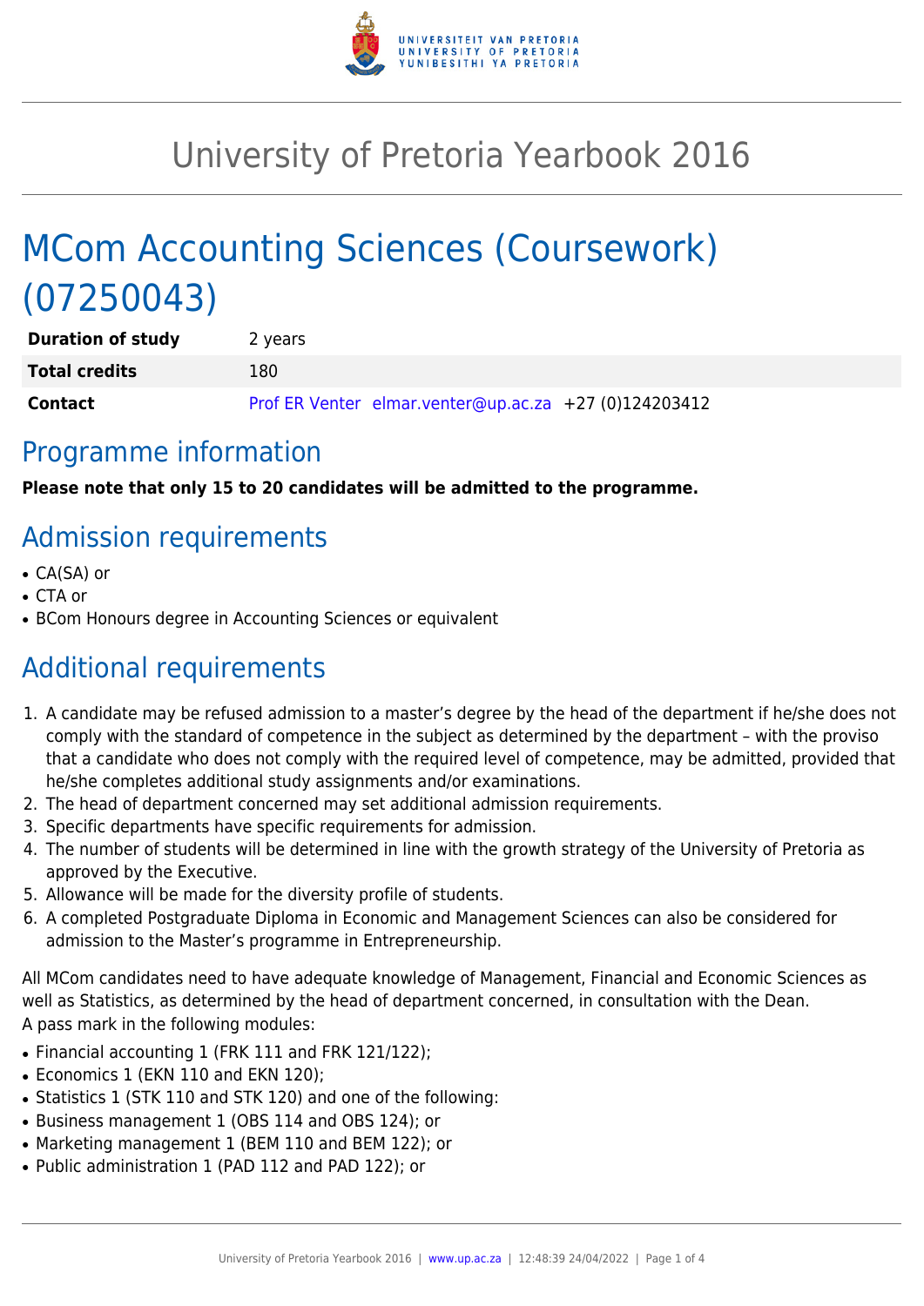# University of Pretoria Yearbook 2016

# MCom Accounting Sciences (Coursework) (07250043)

| | |
|---|---|
| **Duration of study** | 2 years |
| **Total credits** | 180 |
| **Contact** | Prof ER Venter elmar.venter@up.ac.za +27 (0)124203412 |

## Programme information

**Please note that only 15 to 20 candidates will be admitted to the programme.**

## Admission requirements

- CA(SA) or
- CTA or
- BCom Honours degree in Accounting Sciences or equivalent

## Additional requirements

1. A candidate may be refused admission to a master's degree by the head of the department if he/she does not comply with the standard of competence in the subject as determined by the department – with the proviso that a candidate who does not comply with the required level of competence, may be admitted, provided that he/she completes additional study assignments and/or examinations.
2. The head of department concerned may set additional admission requirements.
3. Specific departments have specific requirements for admission.
4. The number of students will be determined in line with the growth strategy of the University of Pretoria as approved by the Executive.
5. Allowance will be made for the diversity profile of students.
6. A completed Postgraduate Diploma in Economic and Management Sciences can also be considered for admission to the Master's programme in Entrepreneurship.

All MCom candidates need to have adequate knowledge of Management, Financial and Economic Sciences as well as Statistics, as determined by the head of department concerned, in consultation with the Dean.
A pass mark in the following modules:

- Financial accounting 1 (FRK 111 and FRK 121/122);
- Economics 1 (EKN 110 and EKN 120);
- Statistics 1 (STK 110 and STK 120) and one of the following:
- Business management 1 (OBS 114 and OBS 124); or
- Marketing management 1 (BEM 110 and BEM 122); or
- Public administration 1 (PAD 112 and PAD 122); or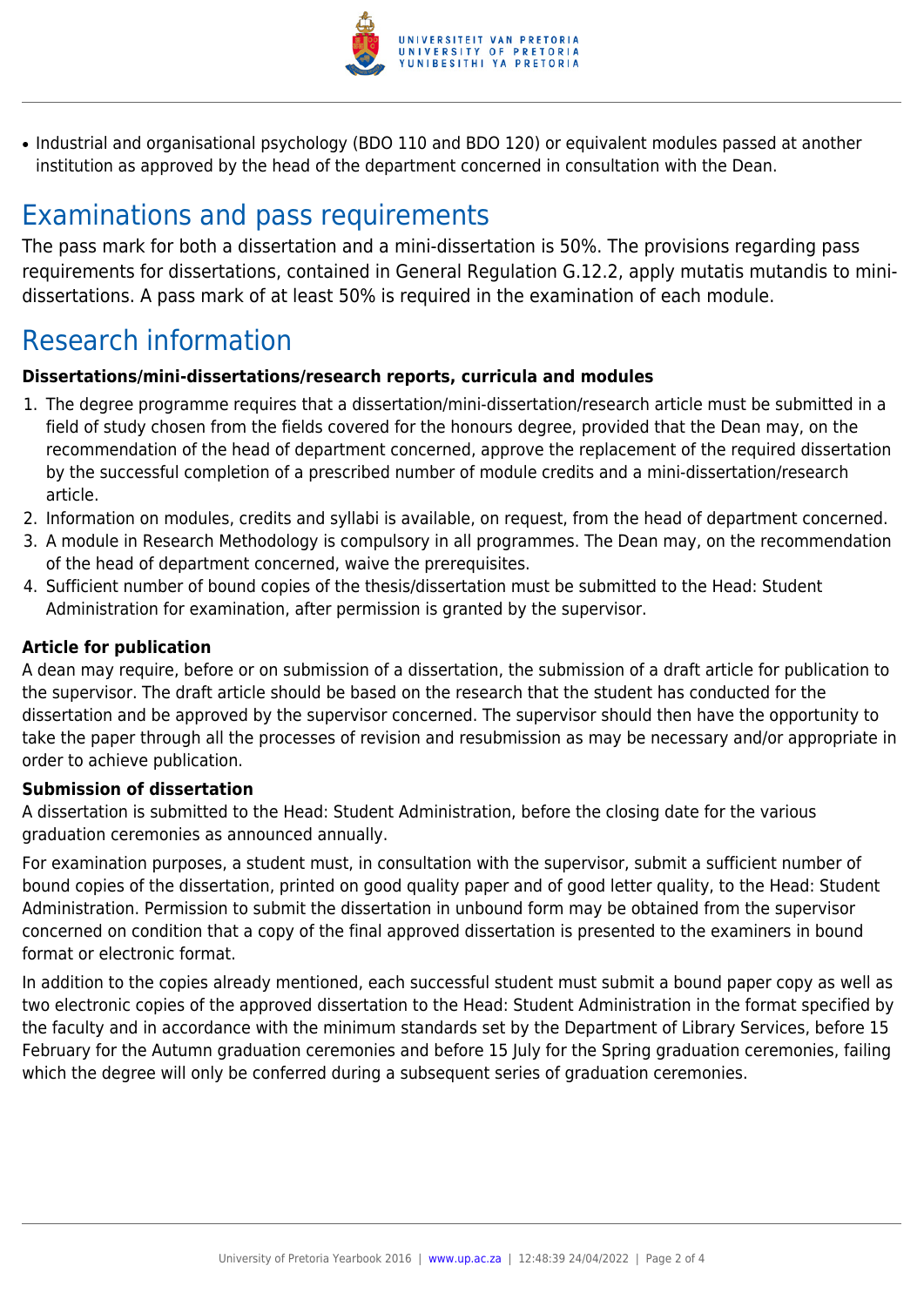- Industrial and organisational psychology (BDO 110 and BDO 120) or equivalent modules passed at another institution as approved by the head of the department concerned in consultation with the Dean.

## Examinations and pass requirements

The pass mark for both a dissertation and a mini-dissertation is 50%. The provisions regarding pass requirements for dissertations, contained in General Regulation G.12.2, apply mutatis mutandis to mini-dissertations. A pass mark of at least 50% is required in the examination of each module.

## Research information

**Dissertations/mini-dissertations/research reports, curricula and modules**

1. The degree programme requires that a dissertation/mini-dissertation/research article must be submitted in a field of study chosen from the fields covered for the honours degree, provided that the Dean may, on the recommendation of the head of department concerned, approve the replacement of the required dissertation by the successful completion of a prescribed number of module credits and a mini-dissertation/research article.
2. Information on modules, credits and syllabi is available, on request, from the head of department concerned.
3. A module in Research Methodology is compulsory in all programmes. The Dean may, on the recommendation of the head of department concerned, waive the prerequisites.
4. Sufficient number of bound copies of the thesis/dissertation must be submitted to the Head: Student Administration for examination, after permission is granted by the supervisor.

**Article for publication**

A dean may require, before or on submission of a dissertation, the submission of a draft article for publication to the supervisor. The draft article should be based on the research that the student has conducted for the dissertation and be approved by the supervisor concerned. The supervisor should then have the opportunity to take the paper through all the processes of revision and resubmission as may be necessary and/or appropriate in order to achieve publication.

**Submission of dissertation**

A dissertation is submitted to the Head: Student Administration, before the closing date for the various graduation ceremonies as announced annually.

For examination purposes, a student must, in consultation with the supervisor, submit a sufficient number of bound copies of the dissertation, printed on good quality paper and of good letter quality, to the Head: Student Administration. Permission to submit the dissertation in unbound form may be obtained from the supervisor concerned on condition that a copy of the final approved dissertation is presented to the examiners in bound format or electronic format.

In addition to the copies already mentioned, each successful student must submit a bound paper copy as well as two electronic copies of the approved dissertation to the Head: Student Administration in the format specified by the faculty and in accordance with the minimum standards set by the Department of Library Services, before 15 February for the Autumn graduation ceremonies and before 15 July for the Spring graduation ceremonies, failing which the degree will only be conferred during a subsequent series of graduation ceremonies.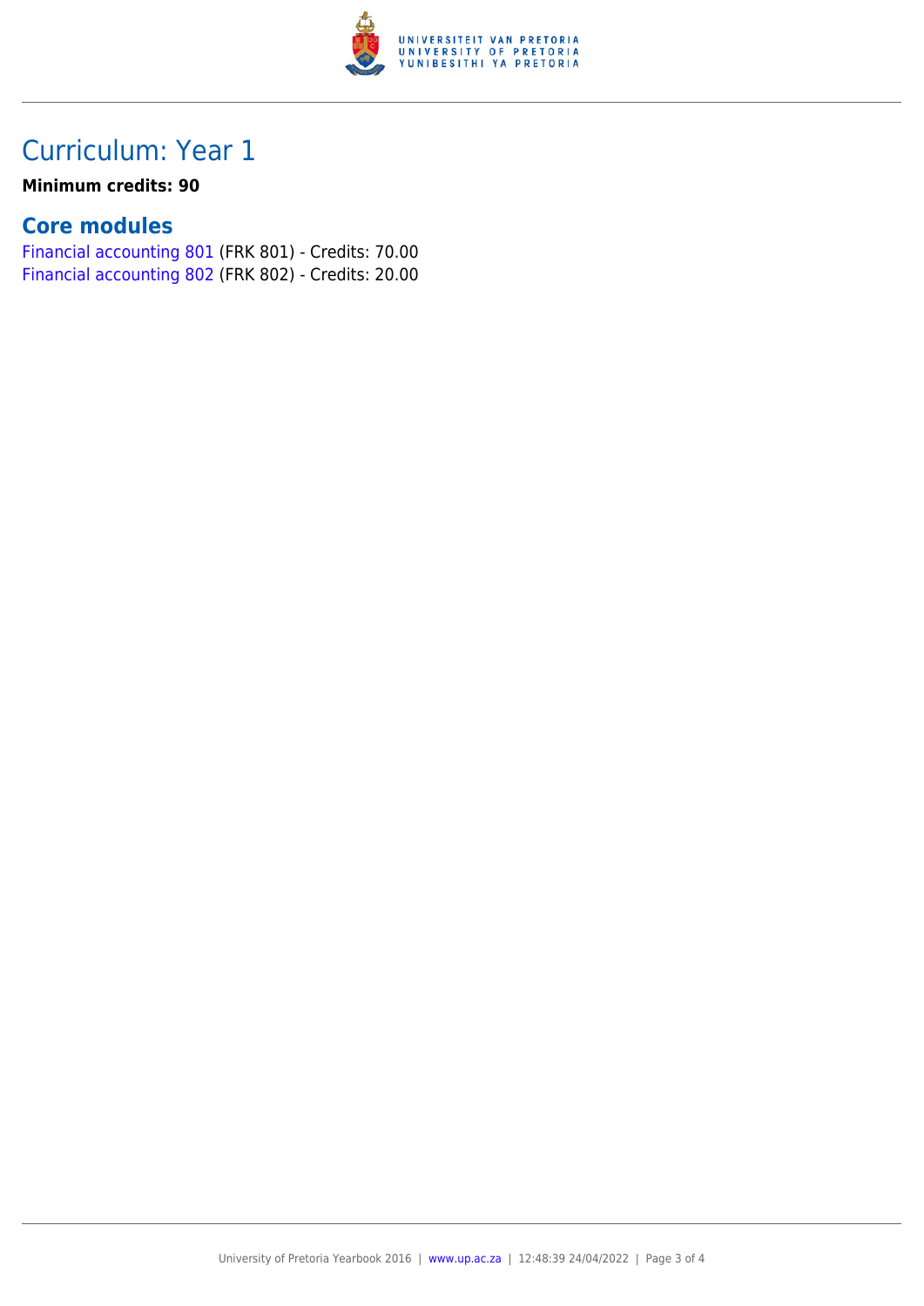# Curriculum: Year 1

**Minimum credits: 90**

## Core modules

Financial accounting 801 (FRK 801) - Credits: 70.00
Financial accounting 802 (FRK 802) - Credits: 20.00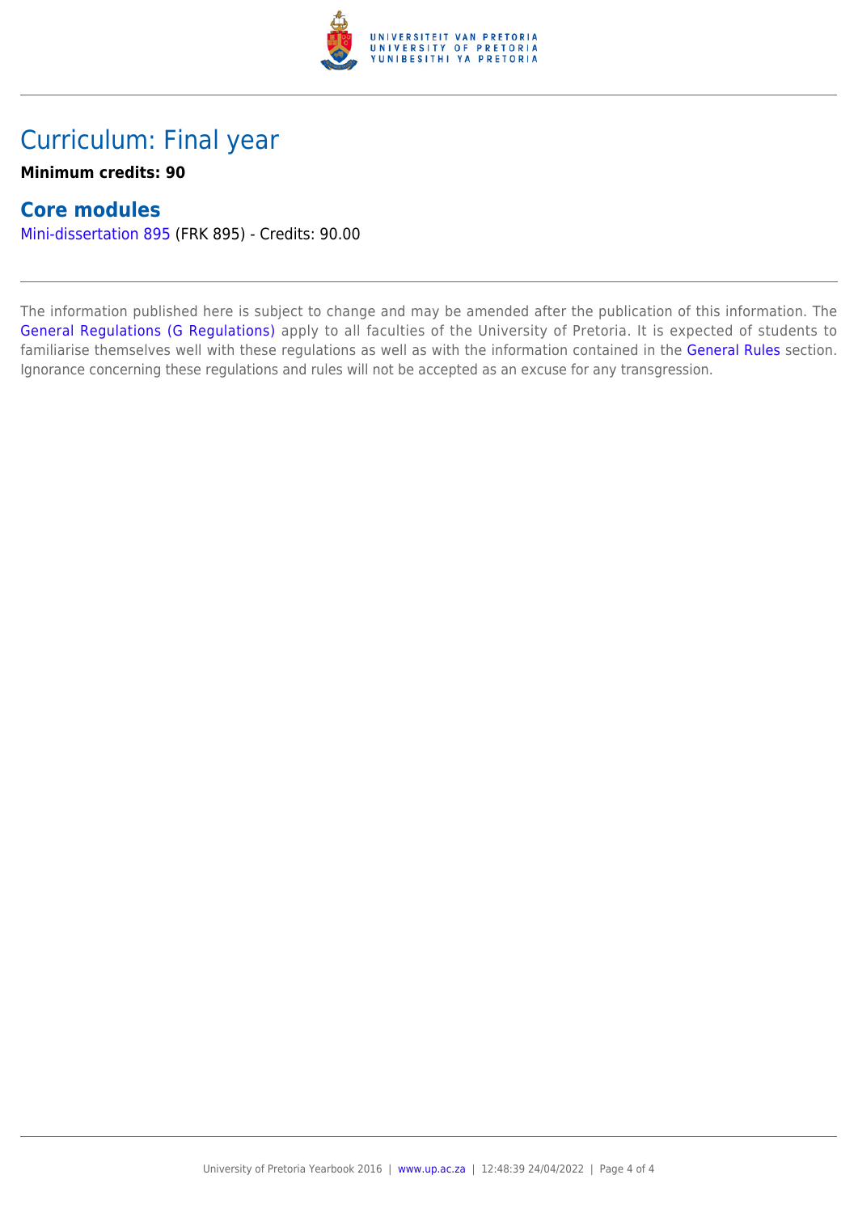## Curriculum: Final year

**Minimum credits: 90**

### Core modules

Mini-dissertation 895 (FRK 895) - Credits: 90.00

The information published here is subject to change and may be amended after the publication of this information. The General Regulations (G Regulations) apply to all faculties of the University of Pretoria. It is expected of students to familiarise themselves well with these regulations as well as with the information contained in the General Rules section. Ignorance concerning these regulations and rules will not be accepted as an excuse for any transgression.